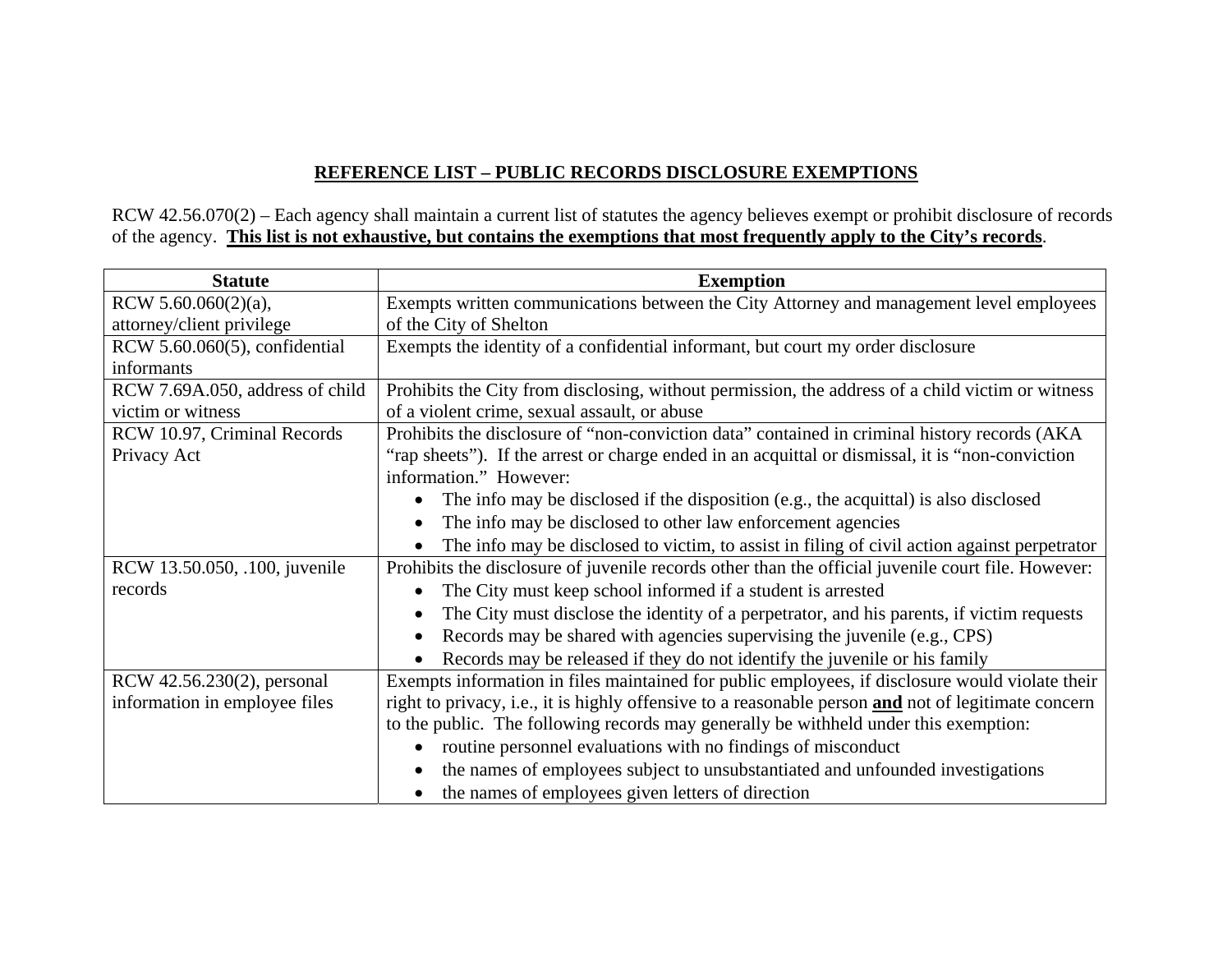## REFERENCE LIST – PUBLIC RECORDS DISCLOSURE EXEMPTIONS

RCW 42.56.070(2) – Each agency shall maintain a current list of statutes the agency believes exempt or prohibit disclosure of records of the agency. **This list is not exhaustive, but contains the exemptions that most frequently apply to the City's records**.

| Statute | Exemption |
|---|---|
| RCW 5.60.060(2)(a), attorney/client privilege | Exempts written communications between the City Attorney and management level employees of the City of Shelton |
| RCW 5.60.060(5), confidential informants | Exempts the identity of a confidential informant, but court my order disclosure |
| RCW 7.69A.050, address of child victim or witness | Prohibits the City from disclosing, without permission, the address of a child victim or witness of a violent crime, sexual assault, or abuse |
| RCW 10.97, Criminal Records Privacy Act | Prohibits the disclosure of "non-conviction data" contained in criminal history records (AKA "rap sheets"). If the arrest or charge ended in an acquittal or dismissal, it is "non-conviction information." However:<br>• The info may be disclosed if the disposition (e.g., the acquittal) is also disclosed<br>• The info may be disclosed to other law enforcement agencies<br>• The info may be disclosed to victim, to assist in filing of civil action against perpetrator |
| RCW 13.50.050, .100, juvenile records | Prohibits the disclosure of juvenile records other than the official juvenile court file. However:<br>• The City must keep school informed if a student is arrested<br>• The City must disclose the identity of a perpetrator, and his parents, if victim requests<br>• Records may be shared with agencies supervising the juvenile (e.g., CPS)<br>• Records may be released if they do not identify the juvenile or his family |
| RCW 42.56.230(2), personal information in employee files | Exempts information in files maintained for public employees, if disclosure would violate their right to privacy, i.e., it is highly offensive to a reasonable person **and** not of legitimate concern to the public. The following records may generally be withheld under this exemption:<br>• routine personnel evaluations with no findings of misconduct<br>• the names of employees subject to unsubstantiated and unfounded investigations<br>• the names of employees given letters of direction |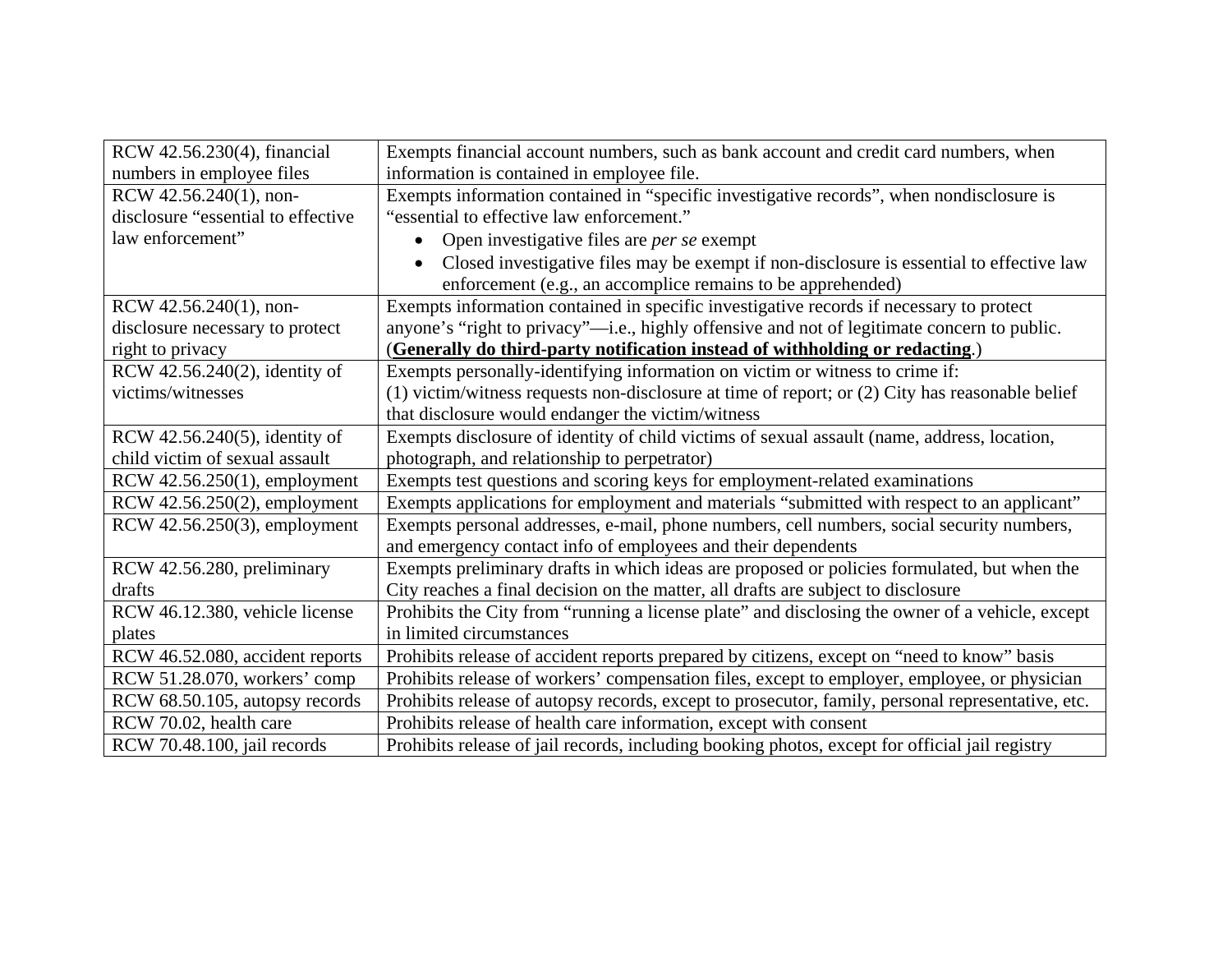| | |
|---|---|
| RCW 42.56.230(4), financial numbers in employee files | Exempts financial account numbers, such as bank account and credit card numbers, when information is contained in employee file. |
| RCW 42.56.240(1), non-disclosure "essential to effective law enforcement" | Exempts information contained in "specific investigative records", when nondisclosure is "essential to effective law enforcement."<br>• Open investigative files are *per se* exempt<br>• Closed investigative files may be exempt if non-disclosure is essential to effective law enforcement (e.g., an accomplice remains to be apprehended) |
| RCW 42.56.240(1), non-disclosure necessary to protect right to privacy | Exempts information contained in specific investigative records if necessary to protect anyone's "right to privacy"—i.e., highly offensive and not of legitimate concern to public. (**Generally do third-party notification instead of withholding or redacting**.) |
| RCW 42.56.240(2), identity of victims/witnesses | Exempts personally-identifying information on victim or witness to crime if:<br>(1) victim/witness requests non-disclosure at time of report; or (2) City has reasonable belief that disclosure would endanger the victim/witness |
| RCW 42.56.240(5), identity of child victim of sexual assault | Exempts disclosure of identity of child victims of sexual assault (name, address, location, photograph, and relationship to perpetrator) |
| RCW 42.56.250(1), employment | Exempts test questions and scoring keys for employment-related examinations |
| RCW 42.56.250(2), employment | Exempts applications for employment and materials "submitted with respect to an applicant" |
| RCW 42.56.250(3), employment | Exempts personal addresses, e-mail, phone numbers, cell numbers, social security numbers, and emergency contact info of employees and their dependents |
| RCW 42.56.280, preliminary drafts | Exempts preliminary drafts in which ideas are proposed or policies formulated, but when the City reaches a final decision on the matter, all drafts are subject to disclosure |
| RCW 46.12.380, vehicle license plates | Prohibits the City from "running a license plate" and disclosing the owner of a vehicle, except in limited circumstances |
| RCW 46.52.080, accident reports | Prohibits release of accident reports prepared by citizens, except on "need to know" basis |
| RCW 51.28.070, workers' comp | Prohibits release of workers' compensation files, except to employer, employee, or physician |
| RCW 68.50.105, autopsy records | Prohibits release of autopsy records, except to prosecutor, family, personal representative, etc. |
| RCW 70.02, health care | Prohibits release of health care information, except with consent |
| RCW 70.48.100, jail records | Prohibits release of jail records, including booking photos, except for official jail registry |